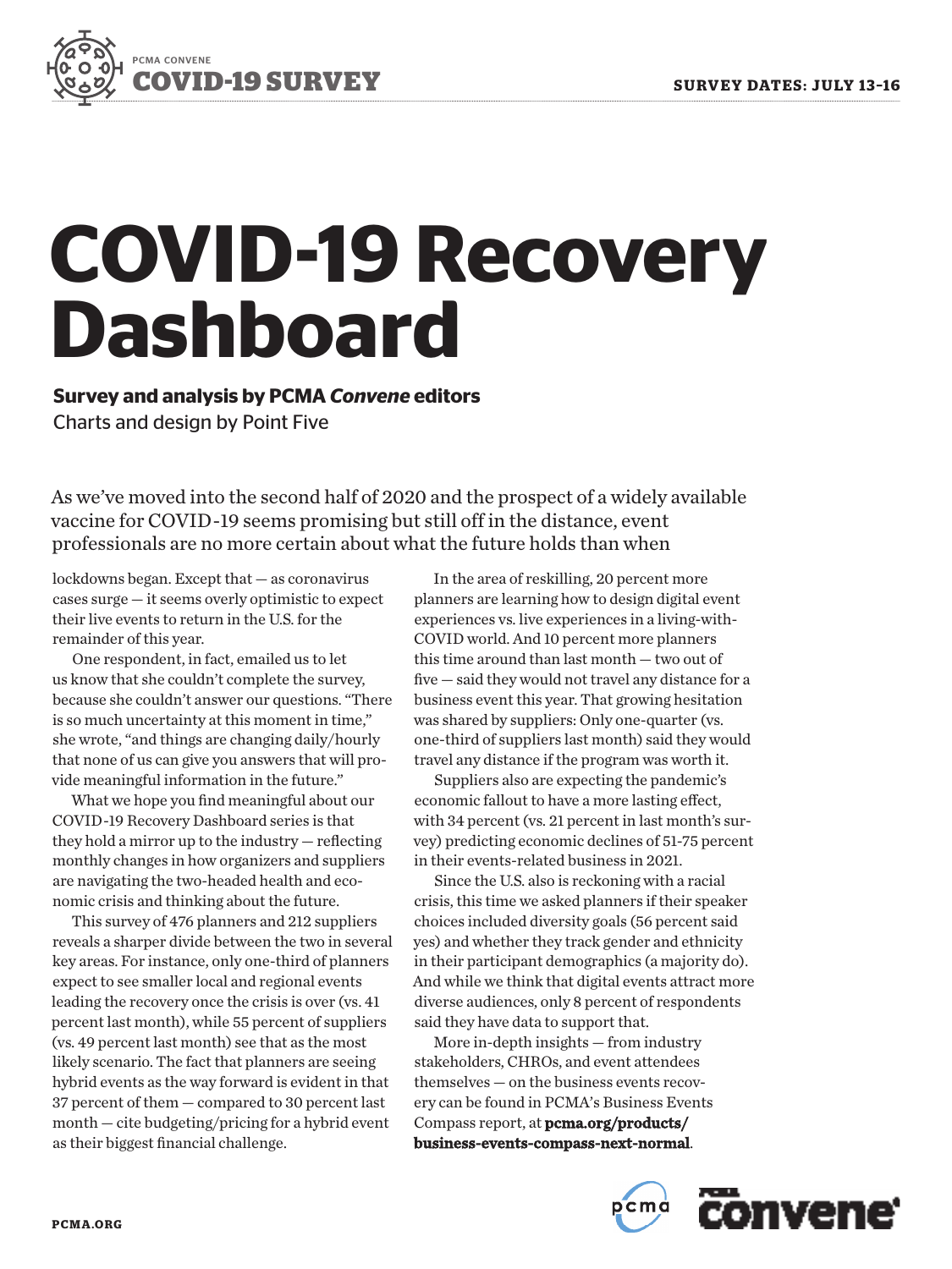PCMA CONVENE

**COVID-19 SURVEY**

**SURVEY DATES: JULY 13-16**

# COVID-19 Recovery Dashboard

**Survey and analysis by PCMA *Convene* editors**
Charts and design by Point Five

As we've moved into the second half of 2020 and the prospect of a widely available vaccine for COVID-19 seems promising but still off in the distance, event professionals are no more certain about what the future holds than when lockdowns began. Except that — as coronavirus cases surge — it seems overly optimistic to expect their live events to return in the U.S. for the remainder of this year.

One respondent, in fact, emailed us to let us know that she couldn't complete the survey, because she couldn't answer our questions. "There is so much uncertainty at this moment in time," she wrote, "and things are changing daily/hourly that none of us can give you answers that will provide meaningful information in the future."

What we hope you find meaningful about our COVID-19 Recovery Dashboard series is that they hold a mirror up to the industry — reflecting monthly changes in how organizers and suppliers are navigating the two-headed health and economic crisis and thinking about the future.

This survey of 476 planners and 212 suppliers reveals a sharper divide between the two in several key areas. For instance, only one-third of planners expect to see smaller local and regional events leading the recovery once the crisis is over (vs. 41 percent last month), while 55 percent of suppliers (vs. 49 percent last month) see that as the most likely scenario. The fact that planners are seeing hybrid events as the way forward is evident in that 37 percent of them — compared to 30 percent last month — cite budgeting/pricing for a hybrid event as their biggest financial challenge.

In the area of reskilling, 20 percent more planners are learning how to design digital event experiences vs. live experiences in a living-with-COVID world. And 10 percent more planners this time around than last month — two out of five — said they would not travel any distance for a business event this year. That growing hesitation was shared by suppliers: Only one-quarter (vs. one-third of suppliers last month) said they would travel any distance if the program was worth it.

Suppliers also are expecting the pandemic's economic fallout to have a more lasting effect, with 34 percent (vs. 21 percent in last month's survey) predicting economic declines of 51-75 percent in their events-related business in 2021.

Since the U.S. also is reckoning with a racial crisis, this time we asked planners if their speaker choices included diversity goals (56 percent said yes) and whether they track gender and ethnicity in their participant demographics (a majority do). And while we think that digital events attract more diverse audiences, only 8 percent of respondents said they have data to support that.

More in-depth insights — from industry stakeholders, CHROs, and event attendees themselves — on the business events recovery can be found in PCMA's Business Events Compass report, at **pcma.org/products/business-events-compass-next-normal**.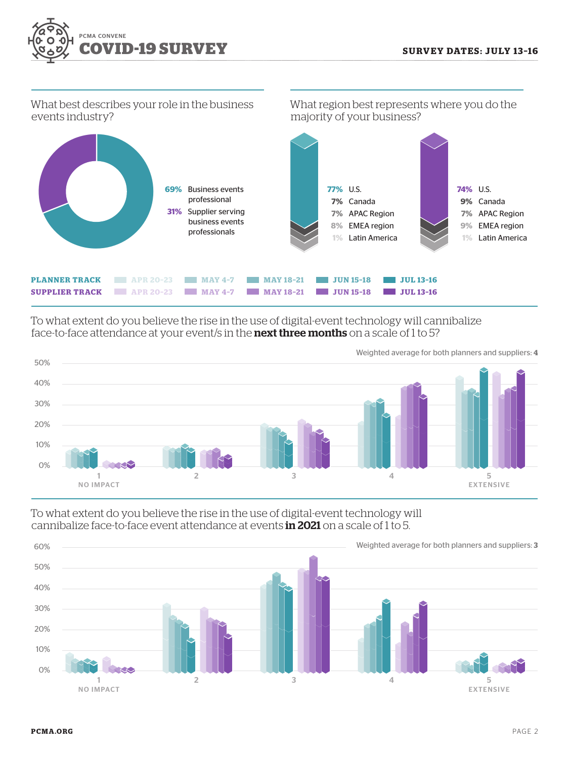PCMA CONVENE

# COVID-19 SURVEY

**SURVEY DATES: JULY 13-16**

What best describes your role in the business events industry?

- **69%** Business events professional
- **31%** Supplier serving business events professionals

What region best represents where you do the majority of your business?

| Region | Planners | Suppliers |
|---|---|---|
| U.S. | 77% | 74% |
| Canada | 7% | 9% |
| APAC Region | 7% | 7% |
| EMEA region | 8% | 9% |
| Latin America | 1% | 1% |

**PLANNER TRACK** APR 20-23 | MAY 4-7 | MAY 18-21 | JUN 15-18 | JUL 13-16

**SUPPLIER TRACK** APR 20-23 | MAY 4-7 | MAY 18-21 | JUN 15-18 | JUL 13-16

To what extent do you believe the rise in the use of digital-event technology will cannibalize face-to-face attendance at your event/s in the **next three months** on a scale of 1 to 5?

Weighted average for both planners and suppliers: **4**

1 NO IMPACT — 2 — 3 — 4 — 5 EXTENSIVE

To what extent do you believe the rise in the use of digital-event technology will cannibalize face-to-face event attendance at events **in 2021** on a scale of 1 to 5.

Weighted average for both planners and suppliers: **3**

1 NO IMPACT — 2 — 3 — 4 — 5 EXTENSIVE

PCMA.ORG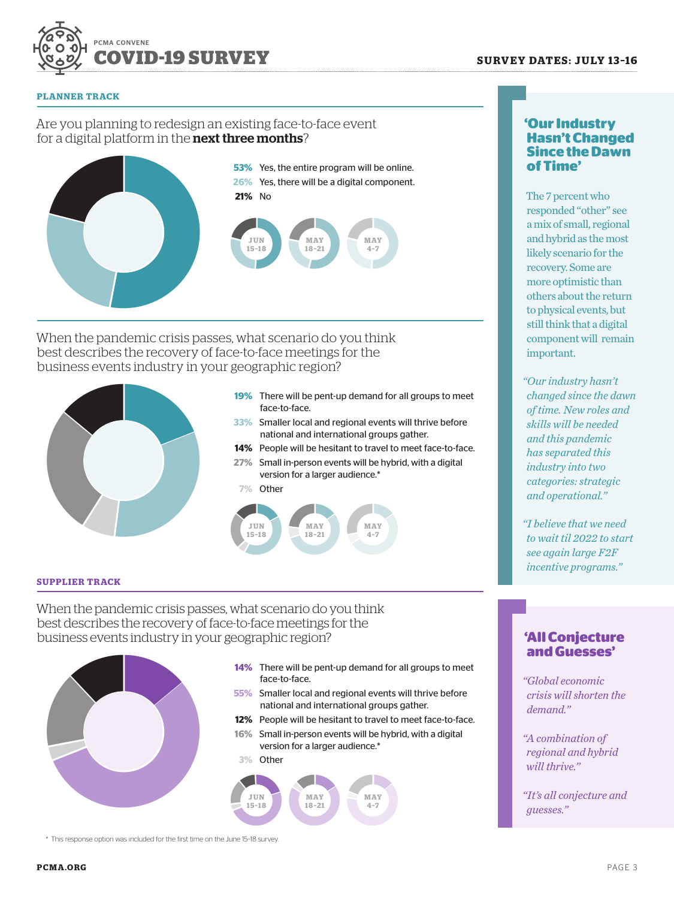PCMA CONVENE

# COVID-19 SURVEY

SURVEY DATES: JULY 13-16

## PLANNER TRACK

### Are you planning to redesign an existing face-to-face event for a digital platform in the **next three months**?

- **53%** Yes, the entire program will be online.
- **26%** Yes, there will be a digital component.
- **21%** No

JUN 15-18 | MAY 18-21 | MAY 4-7

### When the pandemic crisis passes, what scenario do you think best describes the recovery of face-to-face meetings for the business events industry in your geographic region?

- **19%** There will be pent-up demand for all groups to meet face-to-face.
- **33%** Smaller local and regional events will thrive before national and international groups gather.
- **14%** People will be hesitant to travel to meet face-to-face.
- **27%** Small in-person events will be hybrid, with a digital version for a larger audience.*
- **7%** Other

JUN 15-18 | MAY 18-21 | MAY 4-7

## SUPPLIER TRACK

### When the pandemic crisis passes, what scenario do you think best describes the recovery of face-to-face meetings for the business events industry in your geographic region?

- **14%** There will be pent-up demand for all groups to meet face-to-face.
- **55%** Smaller local and regional events will thrive before national and international groups gather.
- **12%** People will be hesitant to travel to meet face-to-face.
- **16%** Small in-person events will be hybrid, with a digital version for a larger audience.*
- **3%** Other

JUN 15-18 | MAY 18-21 | MAY 4-7

\* This response option was included for the first time on the June 15–18 survey.

## 'Our Industry Hasn't Changed Since the Dawn of Time'

The 7 percent who responded "other" see a mix of small, regional and hybrid as the most likely scenario for the recovery. Some are more optimistic than others about the return to physical events, but still think that a digital component will remain important.

*"Our industry hasn't changed since the dawn of time. New roles and skills will be needed and this pandemic has separated this industry into two categories: strategic and operational."*

*"I believe that we need to wait til 2022 to start see again large F2F incentive programs."*

## 'All Conjecture and Guesses'

*"Global economic crisis will shorten the demand."*

*"A combination of regional and hybrid will thrive."*

*"It's all conjecture and guesses."*

PCMA.ORG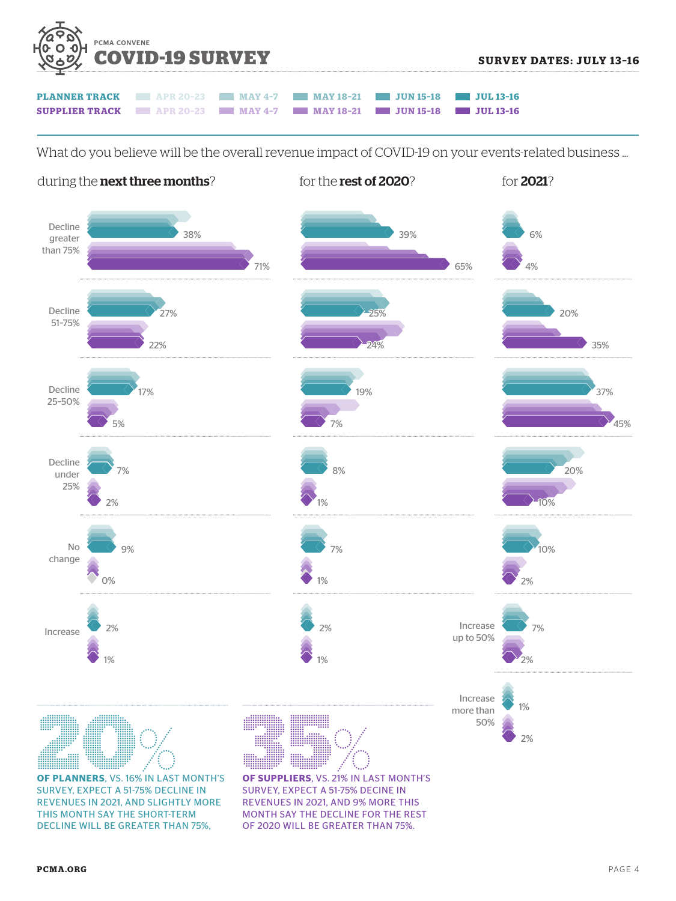PCMA CONVENE

# COVID-19 SURVEY

**SURVEY DATES: JULY 13-16**

**PLANNER TRACK** APR 20-23 | MAY 4-7 | MAY 18-21 | JUN 15-18 | JUL 13-16

**SUPPLIER TRACK** APR 20-23 | MAY 4-7 | MAY 18-21 | JUN 15-18 | JUL 13-16

What do you believe will be the overall revenue impact of COVID-19 on your events-related business ...

| | during the **next three months**? | for the **rest of 2020**? | for **2021**? |
|---|---|---|---|
| Decline greater than 75% — Planners | 38% | 39% | 6% |
| Decline greater than 75% — Suppliers | 71% | 65% | 4% |
| Decline 51-75% — Planners | 27% | 25% | 20% |
| Decline 51-75% — Suppliers | 22% | 24% | 35% |
| Decline 25-50% — Planners | 17% | 19% | 37% |
| Decline 25-50% — Suppliers | 5% | 7% | 45% |
| Decline under 25% — Planners | 7% | 8% | 20% |
| Decline under 25% — Suppliers | 2% | 1% | 10% |
| No change — Planners | 9% | 7% | 10% |
| No change — Suppliers | 0% | 1% | 2% |
| Increase — Planners | 2% | 2% | |
| Increase — Suppliers | 1% | 1% | |
| Increase up to 50% — Planners | | | 7% |
| Increase up to 50% — Suppliers | | | 2% |
| Increase more than 50% — Planners | | | 1% |
| Increase more than 50% — Suppliers | | | 2% |

**20%**

**OF PLANNERS**, VS. 16% IN LAST MONTH'S SURVEY, EXPECT A 51-75% DECLINE IN REVENUES IN 2021, AND SLIGHTLY MORE THIS MONTH SAY THE SHORT-TERM DECLINE WILL BE GREATER THAN 75%.

**35%**

**OF SUPPLIERS**, VS. 21% IN LAST MONTH'S SURVEY, EXPECT A 51-75% DECINE IN REVENUES IN 2021, AND 9% MORE THIS MONTH SAY THE DECLINE FOR THE REST OF 2020 WILL BE GREATER THAN 75%.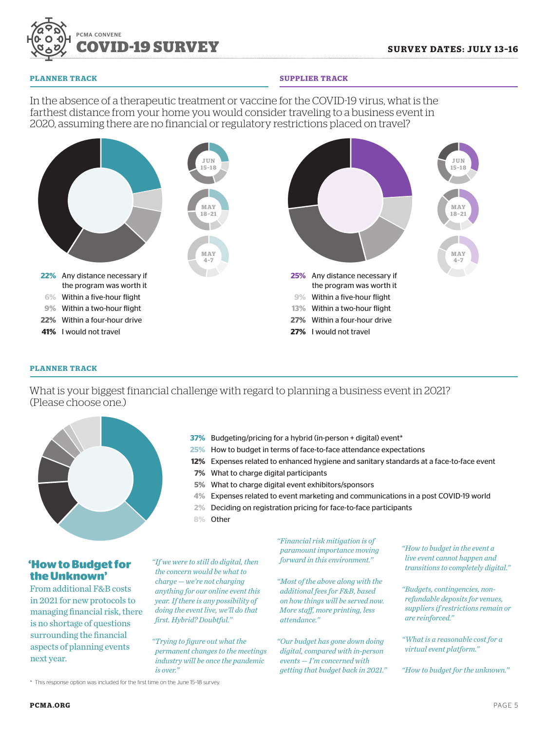# PCMA CONVENE COVID-19 SURVEY

**SURVEY DATES: JULY 13–16**

**PLANNER TRACK** | **SUPPLIER TRACK**

In the absence of a therapeutic treatment or vaccine for the COVID-19 virus, what is the farthest distance from your home you would consider traveling to a business event in 2020, assuming there are no financial or regulatory restrictions placed on travel?

**Planner Track**

- **22%** Any distance necessary if the program was worth it
- **6%** Within a five-hour flight
- **9%** Within a two-hour flight
- **22%** Within a four-hour drive
- **41%** I would not travel

(Comparison charts: JUN 15–18, MAY 18–21, MAY 4–7)

**Supplier Track**

- **25%** Any distance necessary if the program was worth it
- **9%** Within a five-hour flight
- **13%** Within a two-hour flight
- **27%** Within a four-hour drive
- **27%** I would not travel

(Comparison charts: JUN 15–18, MAY 18–21, MAY 4–7)

**PLANNER TRACK**

What is your biggest financial challenge with regard to planning a business event in 2021? (Please choose one.)

- **37%** Budgeting/pricing for a hybrid (in-person + digital) event*
- **25%** How to budget in terms of face-to-face attendance expectations
- **12%** Expenses related to enhanced hygiene and sanitary standards at a face-to-face event
- **7%** What to charge digital participants
- **5%** What to charge digital event exhibitors/sponsors
- **4%** Expenses related to event marketing and communications in a post COVID-19 world
- **2%** Deciding on registration pricing for face-to-face participants
- **8%** Other

## 'How to Budget for the Unknown'

From additional F&B costs in 2021 for new protocols to managing financial risk, there is no shortage of questions surrounding the financial aspects of planning events next year.

*"If we were to still do digital, then the concern would be what to charge — we're not charging anything for our online event this year. If there is any possibility of doing the event live, we'll do that first. Hybrid? Doubtful."*

*"Trying to figure out what the permanent changes to the meetings industry will be once the pandemic is over."*

*"Financial risk mitigation is of paramount importance moving forward in this environment."*

*"Most of the above along with the additional fees for F&B, based on how things will be served now. More staff, more printing, less attendance."*

*"Our budget has gone down doing digital, compared with in-person events — I'm concerned with getting that budget back in 2021."*

*"How to budget in the event a live event cannot happen and transitions to completely digital."*

*"Budgets, contingencies, non-refundable deposits for venues, suppliers if restrictions remain or are reinforced."*

*"What is a reasonable cost for a virtual event platform."*

*"How to budget for the unknown."*

\* This response option was included for the first time on the June 15–18 survey.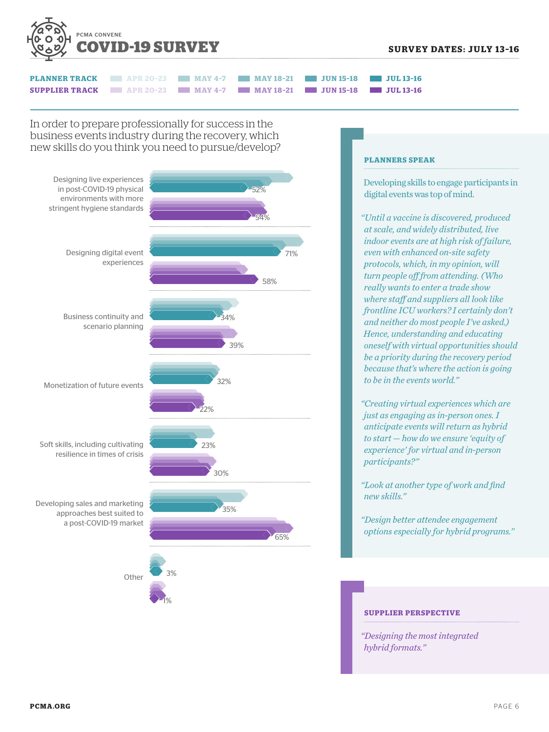# PCMA CONVENE COVID-19 SURVEY

**SURVEY DATES: JULY 13-16**

**PLANNER TRACK** APR 20-23 | MAY 4-7 | MAY 18-21 | JUN 15-18 | JUL 13-16

**SUPPLIER TRACK** APR 20-23 | MAY 4-7 | MAY 18-21 | JUN 15-18 | JUL 13-16

## In order to prepare professionally for success in the business events industry during the recovery, which new skills do you think you need to pursue/develop?

| Skill | Planner (Jul 13-16) | Supplier (Jul 13-16) |
|---|---|---|
| Designing live experiences in post-COVID-19 physical environments with more stringent hygiene standards | 52% | 54% |
| Designing digital event experiences | 71% | 58% |
| Business continuity and scenario planning | 34% | 39% |
| Monetization of future events | 32% | 22% |
| Soft skills, including cultivating resilience in times of crisis | 23% | 30% |
| Developing sales and marketing approaches best suited to a post-COVID-19 market | 35% | 65% |
| Other | 3% | 1% |

### PLANNERS SPEAK

Developing skills to engage participants in digital events was top of mind.

*"Until a vaccine is discovered, produced at scale, and widely distributed, live indoor events are at high risk of failure, even with enhanced on-site safety protocols, which, in my opinion, will turn people off from attending. (Who really wants to enter a trade show where staff and suppliers all look like frontline ICU workers? I certainly don't and neither do most people I've asked.) Hence, understanding and educating oneself with virtual opportunities should be a priority during the recovery period because that's where the action is going to be in the events world."*

*"Creating virtual experiences which are just as engaging as in-person ones. I anticipate events will return as hybrid to start — how do we ensure 'equity of experience' for virtual and in-person participants?"*

*"Look at another type of work and find new skills."*

*"Design better attendee engagement options especially for hybrid programs."*

### SUPPLIER PERSPECTIVE

*"Designing the most integrated hybrid formats."*

PCMA.ORG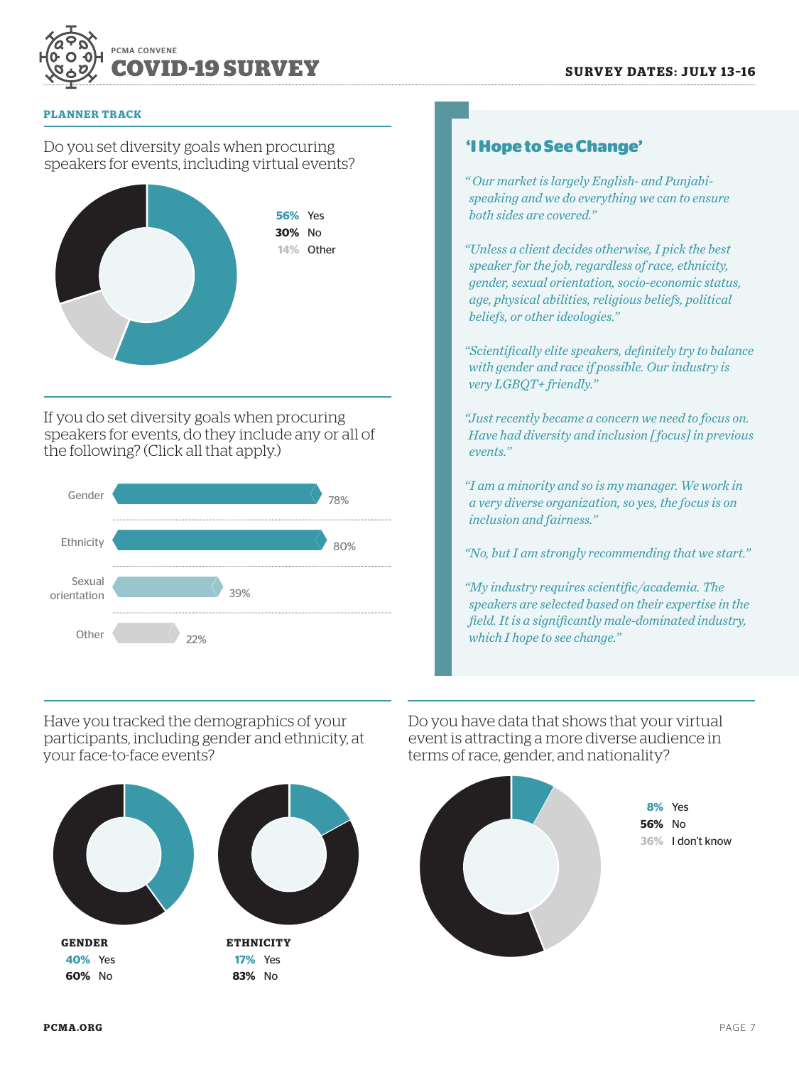# PCMA CONVENE COVID-19 SURVEY

**SURVEY DATES: JULY 13-16**

## PLANNER TRACK

Do you set diversity goals when procuring speakers for events, including virtual events?

56% Yes
30% No
14% Other

If you do set diversity goals when procuring speakers for events, do they include any or all of the following? (Click all that apply.)

Gender 78%
Ethnicity 80%
Sexual orientation 39%
Other 22%

## 'I Hope to See Change'

*"Our market is largely English- and Punjabi-speaking and we do everything we can to ensure both sides are covered."*

*"Unless a client decides otherwise, I pick the best speaker for the job, regardless of race, ethnicity, gender, sexual orientation, socio-economic status, age, physical abilities, religious beliefs, political beliefs, or other ideologies."*

*"Scientifically elite speakers, definitely try to balance with gender and race if possible. Our industry is very LGBQT+ friendly."*

*"Just recently became a concern we need to focus on. Have had diversity and inclusion [focus] in previous events."*

*"I am a minority and so is my manager. We work in a very diverse organization, so yes, the focus is on inclusion and fairness."*

*"No, but I am strongly recommending that we start."*

*"My industry requires scientific/academia. The speakers are selected based on their expertise in the field. It is a significantly male-dominated industry, which I hope to see change."*

Have you tracked the demographics of your participants, including gender and ethnicity, at your face-to-face events?

**GENDER**
40% Yes
60% No

**ETHNICITY**
17% Yes
83% No

Do you have data that shows that your virtual event is attracting a more diverse audience in terms of race, gender, and nationality?

8% Yes
56% No
36% I don't know